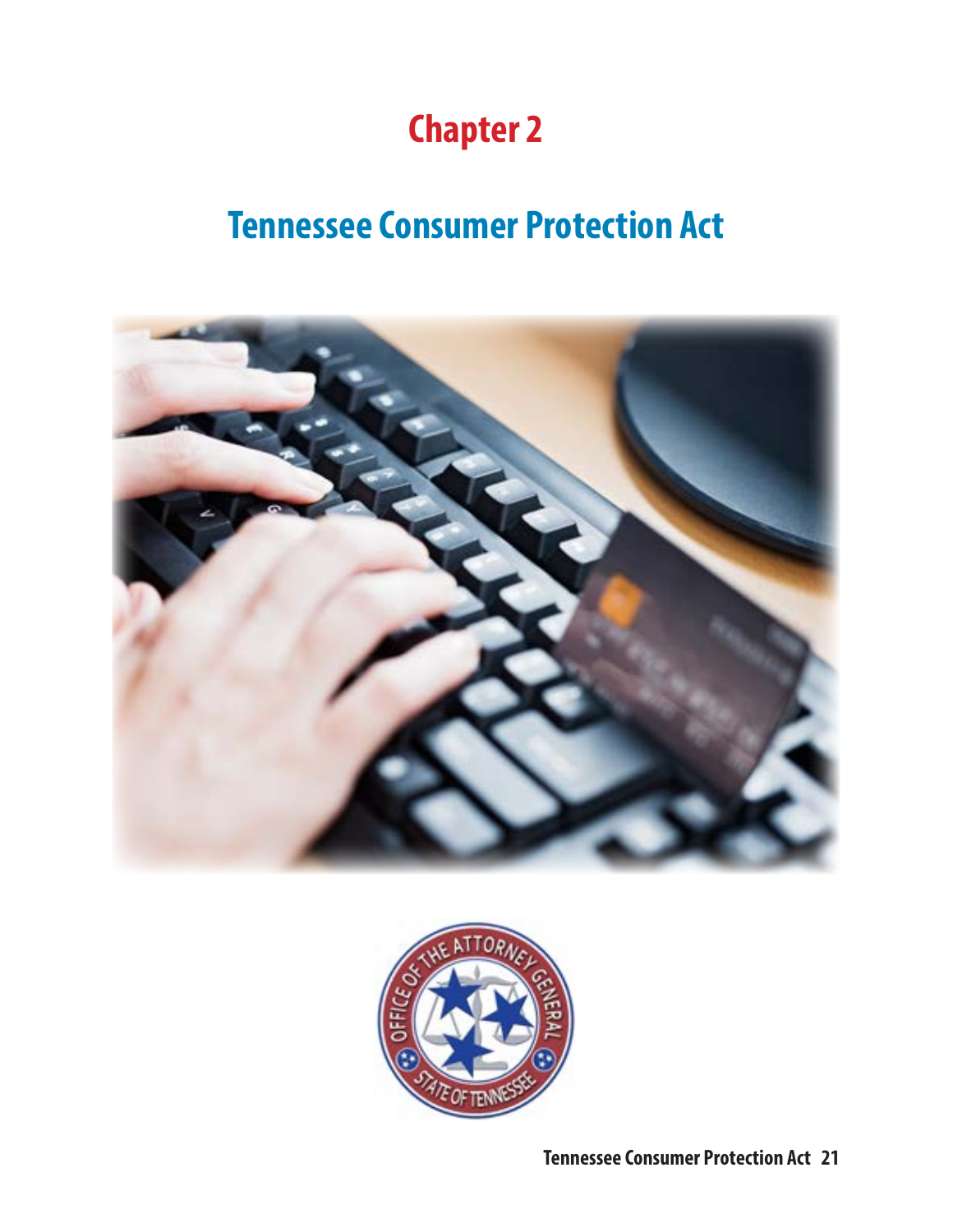# Chapter 2

## Tennessee Consumer Protection Act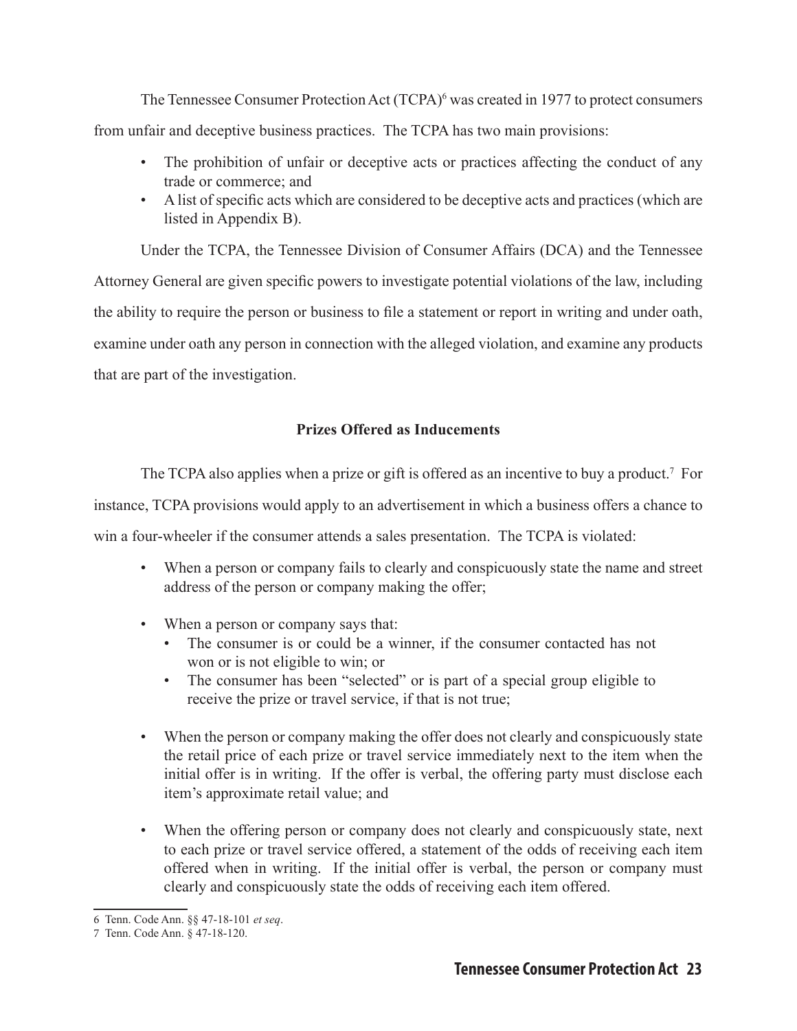The Tennessee Consumer Protection Act (TCPA)[6] was created in 1977 to protect consumers from unfair and deceptive business practices. The TCPA has two main provisions:

- The prohibition of unfair or deceptive acts or practices affecting the conduct of any trade or commerce; and
- A list of specific acts which are considered to be deceptive acts and practices (which are listed in Appendix B).

Under the TCPA, the Tennessee Division of Consumer Affairs (DCA) and the Tennessee Attorney General are given specific powers to investigate potential violations of the law, including the ability to require the person or business to file a statement or report in writing and under oath, examine under oath any person in connection with the alleged violation, and examine any products that are part of the investigation.

### Prizes Offered as Inducements

The TCPA also applies when a prize or gift is offered as an incentive to buy a product.[7] For instance, TCPA provisions would apply to an advertisement in which a business offers a chance to win a four-wheeler if the consumer attends a sales presentation. The TCPA is violated:

- When a person or company fails to clearly and conspicuously state the name and street address of the person or company making the offer;
- When a person or company says that:
  - The consumer is or could be a winner, if the consumer contacted has not won or is not eligible to win; or
  - The consumer has been "selected" or is part of a special group eligible to receive the prize or travel service, if that is not true;
- When the person or company making the offer does not clearly and conspicuously state the retail price of each prize or travel service immediately next to the item when the initial offer is in writing. If the offer is verbal, the offering party must disclose each item's approximate retail value; and
- When the offering person or company does not clearly and conspicuously state, next to each prize or travel service offered, a statement of the odds of receiving each item offered when in writing. If the initial offer is verbal, the person or company must clearly and conspicuously state the odds of receiving each item offered.

---

6 Tenn. Code Ann. §§ 47-18-101 *et seq*.

7 Tenn. Code Ann. § 47-18-120.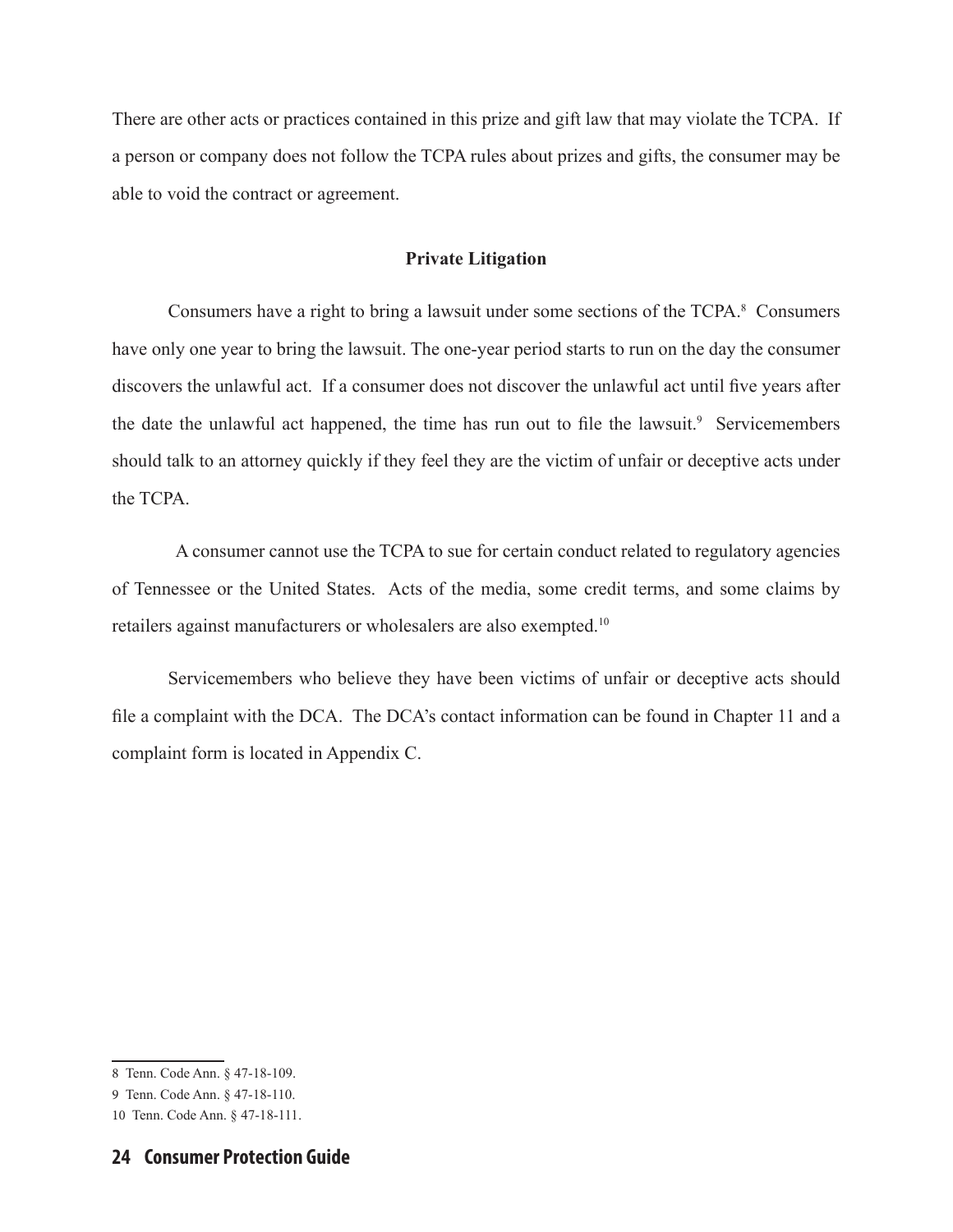There are other acts or practices contained in this prize and gift law that may violate the TCPA. If a person or company does not follow the TCPA rules about prizes and gifts, the consumer may be able to void the contract or agreement.

## Private Litigation

Consumers have a right to bring a lawsuit under some sections of the TCPA.[8] Consumers have only one year to bring the lawsuit. The one-year period starts to run on the day the consumer discovers the unlawful act. If a consumer does not discover the unlawful act until five years after the date the unlawful act happened, the time has run out to file the lawsuit.[9] Servicemembers should talk to an attorney quickly if they feel they are the victim of unfair or deceptive acts under the TCPA.

A consumer cannot use the TCPA to sue for certain conduct related to regulatory agencies of Tennessee or the United States. Acts of the media, some credit terms, and some claims by retailers against manufacturers or wholesalers are also exempted.[10]

Servicemembers who believe they have been victims of unfair or deceptive acts should file a complaint with the DCA. The DCA's contact information can be found in Chapter 11 and a complaint form is located in Appendix C.

---

8 Tenn. Code Ann. § 47-18-109.

9 Tenn. Code Ann. § 47-18-110.

10 Tenn. Code Ann. § 47-18-111.